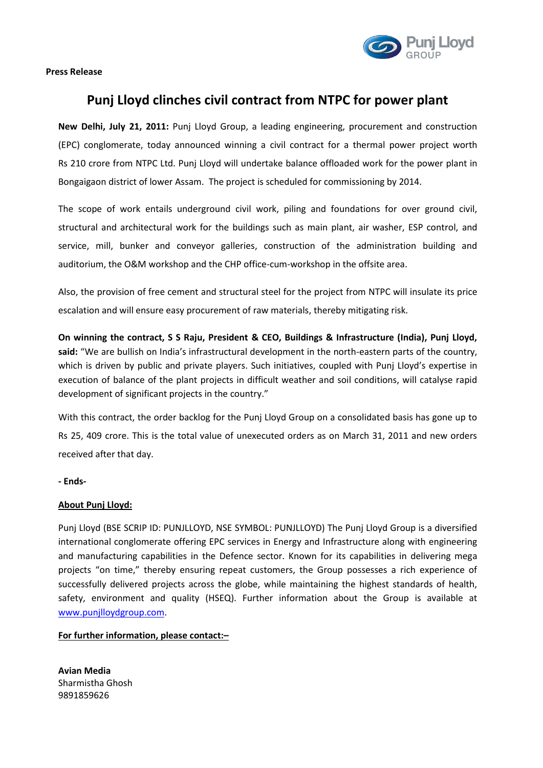**Press Release**

# Punj Lloyd clinches civil contract from NTPC for power plant

**New Delhi, July 21, 2011:** Punj Lloyd Group, a leading engineering, procurement and construction (EPC) conglomerate, today announced winning a civil contract for a thermal power project worth Rs 210 crore from NTPC Ltd. Punj Lloyd will undertake balance offloaded work for the power plant in Bongaigaon district of lower Assam. The project is scheduled for commissioning by 2014.

The scope of work entails underground civil work, piling and foundations for over ground civil, structural and architectural work for the buildings such as main plant, air washer, ESP control, and service, mill, bunker and conveyor galleries, construction of the administration building and auditorium, the O&M workshop and the CHP office-cum-workshop in the offsite area.

Also, the provision of free cement and structural steel for the project from NTPC will insulate its price escalation and will ensure easy procurement of raw materials, thereby mitigating risk.

**On winning the contract, S S Raju, President & CEO, Buildings & Infrastructure (India), Punj Lloyd, said:** "We are bullish on India's infrastructural development in the north-eastern parts of the country, which is driven by public and private players. Such initiatives, coupled with Punj Lloyd's expertise in execution of balance of the plant projects in difficult weather and soil conditions, will catalyse rapid development of significant projects in the country."

With this contract, the order backlog for the Punj Lloyd Group on a consolidated basis has gone up to Rs 25, 409 crore. This is the total value of unexecuted orders as on March 31, 2011 and new orders received after that day.

**- Ends-**

**About Punj Lloyd:**

Punj Lloyd (BSE SCRIP ID: PUNJLLOYD, NSE SYMBOL: PUNJLLOYD) The Punj Lloyd Group is a diversified international conglomerate offering EPC services in Energy and Infrastructure along with engineering and manufacturing capabilities in the Defence sector. Known for its capabilities in delivering mega projects "on time," thereby ensuring repeat customers, the Group possesses a rich experience of successfully delivered projects across the globe, while maintaining the highest standards of health, safety, environment and quality (HSEQ). Further information about the Group is available at www.punjlloydgroup.com.

**For further information, please contact:–**

**Avian Media**
Sharmistha Ghosh
9891859626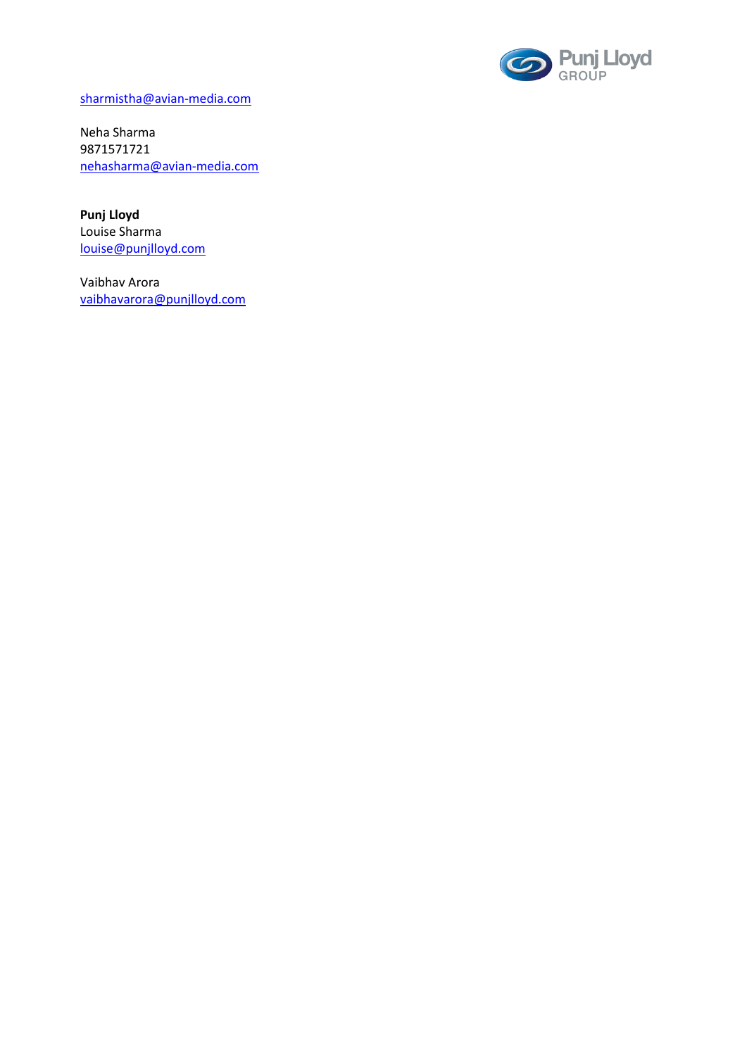sharmistha@avian-media.com

Neha Sharma
9871571721
nehasharma@avian-media.com

**Punj Lloyd**
Louise Sharma
louise@punjlloyd.com

Vaibhav Arora
vaibhavarora@punjlloyd.com